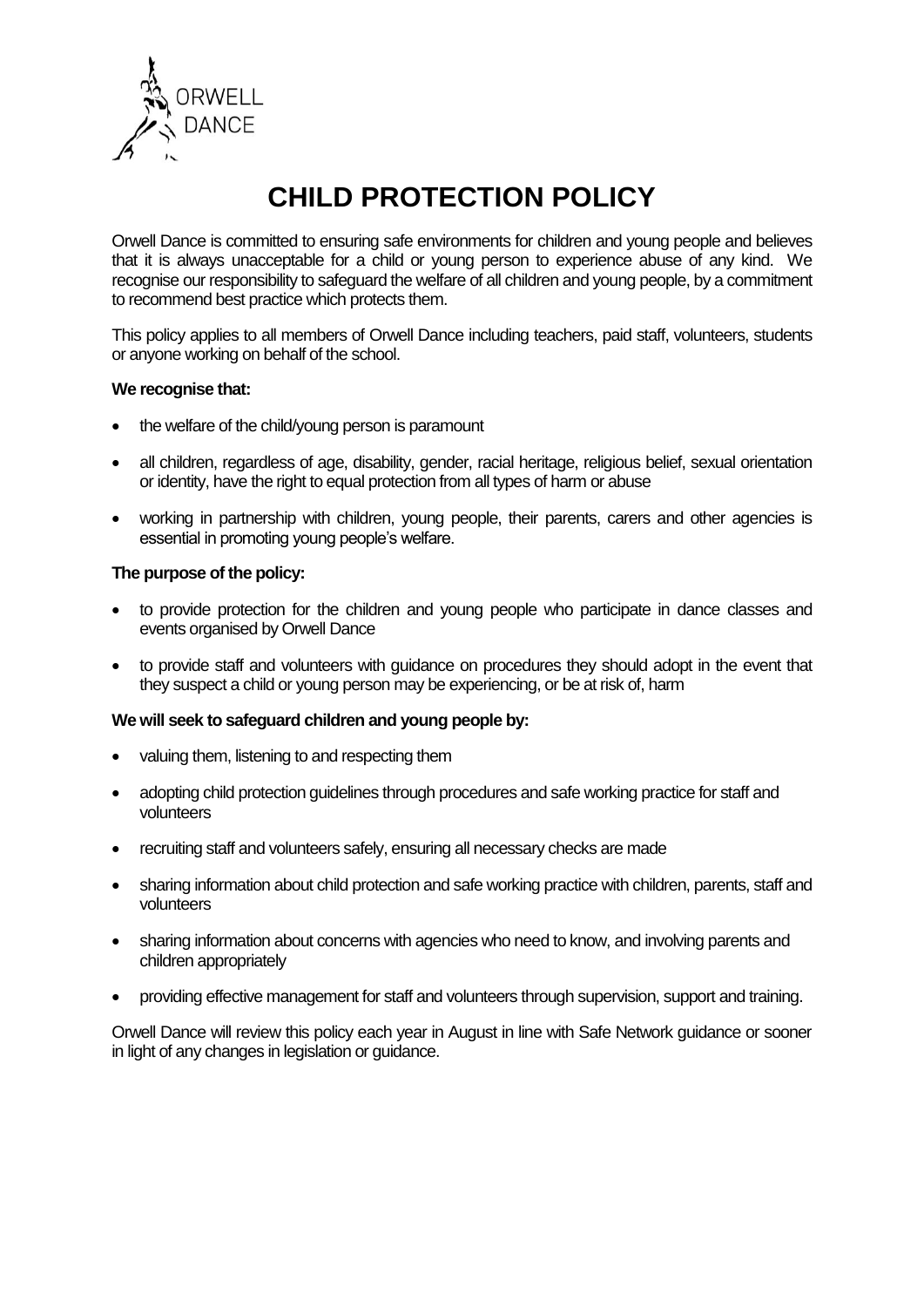ORWELL DANCE

# CHILD PROTECTION POLICY

Orwell Dance is committed to ensuring safe environments for children and young people and believes that it is always unacceptable for a child or young person to experience abuse of any kind. We recognise our responsibility to safeguard the welfare of all children and young people, by a commitment to recommend best practice which protects them.

This policy applies to all members of Orwell Dance including teachers, paid staff, volunteers, students or anyone working on behalf of the school.

**We recognise that:**

- the welfare of the child/young person is paramount
- all children, regardless of age, disability, gender, racial heritage, religious belief, sexual orientation or identity, have the right to equal protection from all types of harm or abuse
- working in partnership with children, young people, their parents, carers and other agencies is essential in promoting young people's welfare.

**The purpose of the policy:**

- to provide protection for the children and young people who participate in dance classes and events organised by Orwell Dance
- to provide staff and volunteers with guidance on procedures they should adopt in the event that they suspect a child or young person may be experiencing, or be at risk of, harm

**We will seek to safeguard children and young people by:**

- valuing them, listening to and respecting them
- adopting child protection guidelines through procedures and safe working practice for staff and volunteers
- recruiting staff and volunteers safely, ensuring all necessary checks are made
- sharing information about child protection and safe working practice with children, parents, staff and volunteers
- sharing information about concerns with agencies who need to know, and involving parents and children appropriately
- providing effective management for staff and volunteers through supervision, support and training.

Orwell Dance will review this policy each year in August in line with Safe Network guidance or sooner in light of any changes in legislation or guidance.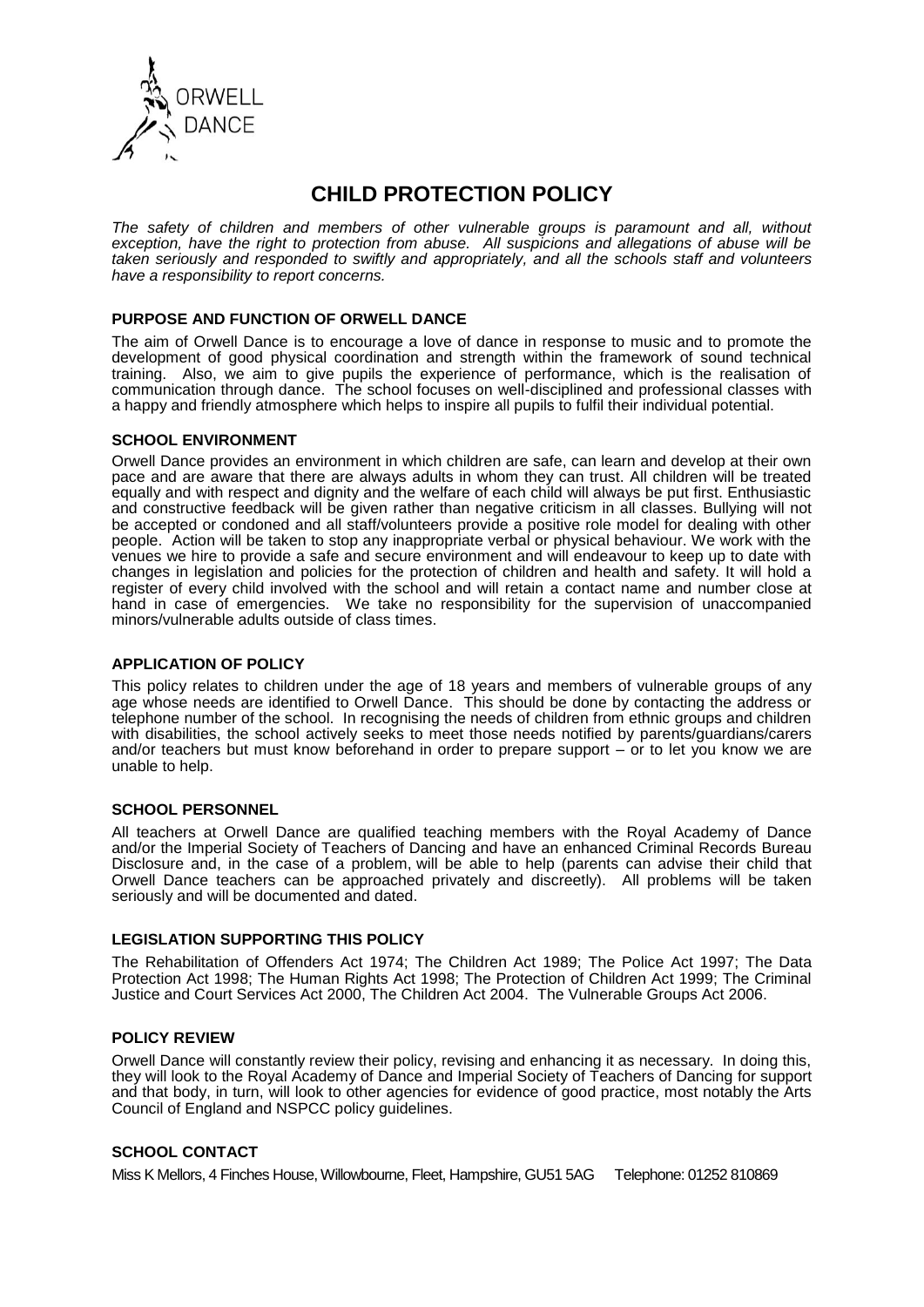ORWELL DANCE

# CHILD PROTECTION POLICY

*The safety of children and members of other vulnerable groups is paramount and all, without exception, have the right to protection from abuse. All suspicions and allegations of abuse will be taken seriously and responded to swiftly and appropriately, and all the schools staff and volunteers have a responsibility to report concerns.*

### PURPOSE AND FUNCTION OF ORWELL DANCE

The aim of Orwell Dance is to encourage a love of dance in response to music and to promote the development of good physical coordination and strength within the framework of sound technical training. Also, we aim to give pupils the experience of performance, which is the realisation of communication through dance. The school focuses on well-disciplined and professional classes with a happy and friendly atmosphere which helps to inspire all pupils to fulfil their individual potential.

### SCHOOL ENVIRONMENT

Orwell Dance provides an environment in which children are safe, can learn and develop at their own pace and are aware that there are always adults in whom they can trust. All children will be treated equally and with respect and dignity and the welfare of each child will always be put first. Enthusiastic and constructive feedback will be given rather than negative criticism in all classes. Bullying will not be accepted or condoned and all staff/volunteers provide a positive role model for dealing with other people. Action will be taken to stop any inappropriate verbal or physical behaviour. We work with the venues we hire to provide a safe and secure environment and will endeavour to keep up to date with changes in legislation and policies for the protection of children and health and safety. It will hold a register of every child involved with the school and will retain a contact name and number close at hand in case of emergencies. We take no responsibility for the supervision of unaccompanied minors/vulnerable adults outside of class times.

### APPLICATION OF POLICY

This policy relates to children under the age of 18 years and members of vulnerable groups of any age whose needs are identified to Orwell Dance. This should be done by contacting the address or telephone number of the school. In recognising the needs of children from ethnic groups and children with disabilities, the school actively seeks to meet those needs notified by parents/guardians/carers and/or teachers but must know beforehand in order to prepare support – or to let you know we are unable to help.

### SCHOOL PERSONNEL

All teachers at Orwell Dance are qualified teaching members with the Royal Academy of Dance and/or the Imperial Society of Teachers of Dancing and have an enhanced Criminal Records Bureau Disclosure and, in the case of a problem, will be able to help (parents can advise their child that Orwell Dance teachers can be approached privately and discreetly). All problems will be taken seriously and will be documented and dated.

### LEGISLATION SUPPORTING THIS POLICY

The Rehabilitation of Offenders Act 1974; The Children Act 1989; The Police Act 1997; The Data Protection Act 1998; The Human Rights Act 1998; The Protection of Children Act 1999; The Criminal Justice and Court Services Act 2000, The Children Act 2004. The Vulnerable Groups Act 2006.

### POLICY REVIEW

Orwell Dance will constantly review their policy, revising and enhancing it as necessary. In doing this, they will look to the Royal Academy of Dance and Imperial Society of Teachers of Dancing for support and that body, in turn, will look to other agencies for evidence of good practice, most notably the Arts Council of England and NSPCC policy guidelines.

### SCHOOL CONTACT

Miss K Mellors, 4 Finches House, Willowbourne, Fleet, Hampshire, GU51 5AG Telephone: 01252 810869